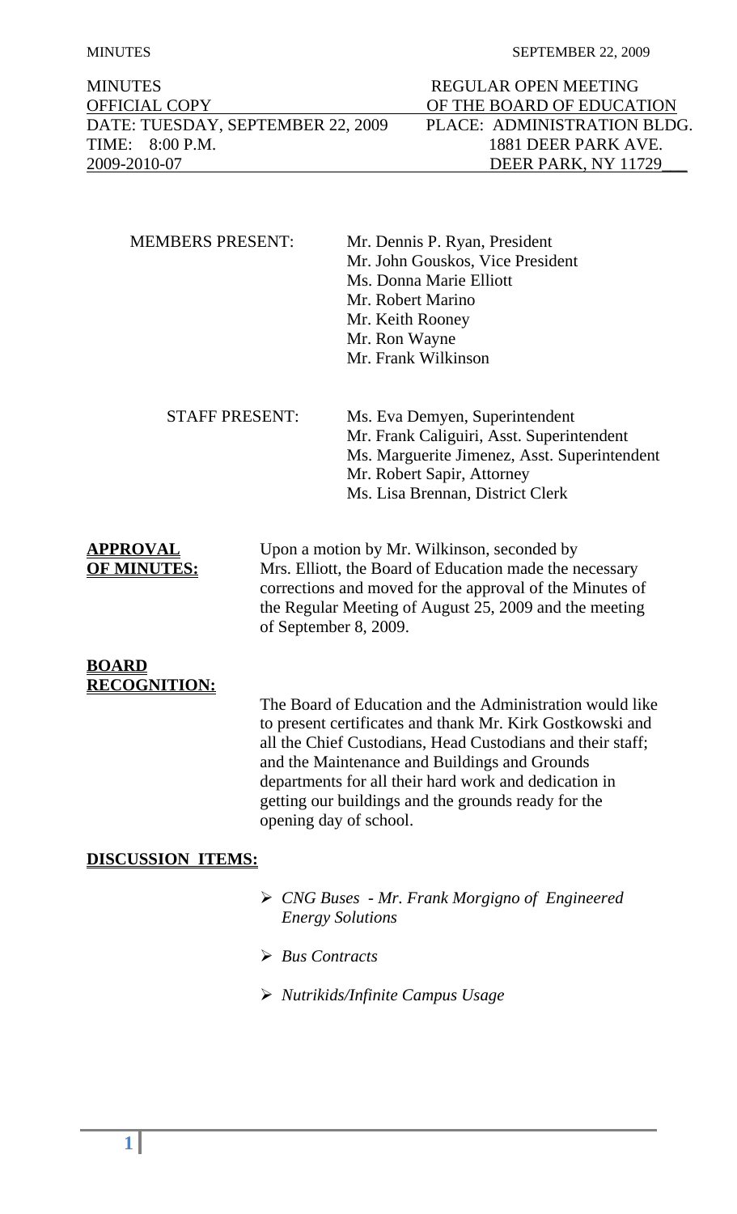| MINUTES | REGULAR OPEN MEETING |
|---|---|
| OFFICIAL COPY | OF THE BOARD OF EDUCATION |
| DATE: TUESDAY, SEPTEMBER 22, 2009 | PLACE: ADMINISTRATION BLDG. |
| TIME: 8:00 P.M. | 1881 DEER PARK AVE. |
| 2009-2010-07 | DEER PARK, NY 11729 |

MEMBERS PRESENT:
- Mr. Dennis P. Ryan, President
- Mr. John Gouskos, Vice President
- Ms. Donna Marie Elliott
- Mr. Robert Marino
- Mr. Keith Rooney
- Mr. Ron Wayne
- Mr. Frank Wilkinson

STAFF PRESENT:
- Ms. Eva Demyen, Superintendent
- Mr. Frank Caliguiri, Asst. Superintendent
- Ms. Marguerite Jimenez, Asst. Superintendent
- Mr. Robert Sapir, Attorney
- Ms. Lisa Brennan, District Clerk

**APPROVAL OF MINUTES:**

Upon a motion by Mr. Wilkinson, seconded by Mrs. Elliott, the Board of Education made the necessary corrections and moved for the approval of the Minutes of the Regular Meeting of August 25, 2009 and the meeting of September 8, 2009.

**BOARD RECOGNITION:**

The Board of Education and the Administration would like to present certificates and thank Mr. Kirk Gostkowski and all the Chief Custodians, Head Custodians and their staff; and the Maintenance and Buildings and Grounds departments for all their hard work and dedication in getting our buildings and the grounds ready for the opening day of school.

**DISCUSSION ITEMS:**

- *CNG Buses - Mr. Frank Morgigno of Engineered Energy Solutions*
- *Bus Contracts*
- *Nutrikids/Infinite Campus Usage*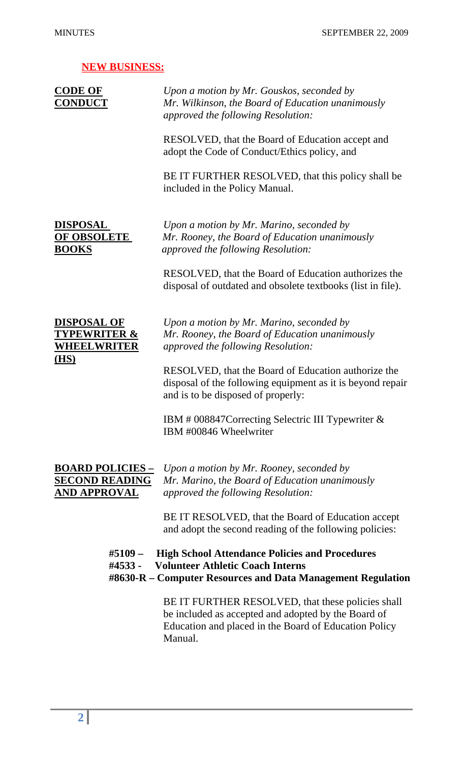## NEW BUSINESS:

**CODE OF CONDUCT**

*Upon a motion by Mr. Gouskos, seconded by Mr. Wilkinson, the Board of Education unanimously approved the following Resolution:*

RESOLVED, that the Board of Education accept and adopt the Code of Conduct/Ethics policy, and

BE IT FURTHER RESOLVED, that this policy shall be included in the Policy Manual.

**DISPOSAL OF OBSOLETE BOOKS**

*Upon a motion by Mr. Marino, seconded by Mr. Rooney, the Board of Education unanimously approved the following Resolution:*

RESOLVED, that the Board of Education authorizes the disposal of outdated and obsolete textbooks (list in file).

**DISPOSAL OF TYPEWRITER & WHEELWRITER (HS)**

*Upon a motion by Mr. Marino, seconded by Mr. Rooney, the Board of Education unanimously approved the following Resolution:*

RESOLVED, that the Board of Education authorize the disposal of the following equipment as it is beyond repair and is to be disposed of properly:

IBM # 008847Correcting Selectric III Typewriter & IBM #00846 Wheelwriter

**BOARD POLICIES – SECOND READING AND APPROVAL**

*Upon a motion by Mr. Rooney, seconded by Mr. Marino, the Board of Education unanimously approved the following Resolution:*

BE IT RESOLVED, that the Board of Education accept and adopt the second reading of the following policies:

**#5109 – High School Attendance Policies and Procedures**
**#4533 - Volunteer Athletic Coach Interns**
**#8630-R – Computer Resources and Data Management Regulation**

BE IT FURTHER RESOLVED, that these policies shall be included as accepted and adopted by the Board of Education and placed in the Board of Education Policy Manual.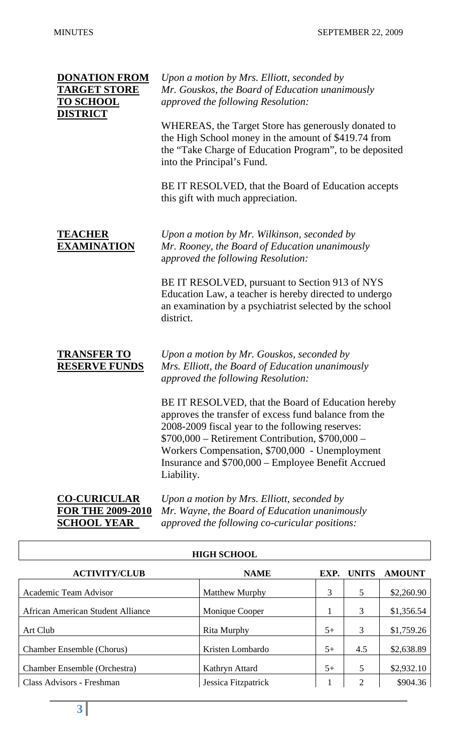**DONATION FROM TARGET STORE TO SCHOOL DISTRICT**

*Upon a motion by Mrs. Elliott, seconded by Mr. Gouskos, the Board of Education unanimously approved the following Resolution:*

WHEREAS, the Target Store has generously donated to the High School money in the amount of $419.74 from the "Take Charge of Education Program", to be deposited into the Principal's Fund.

BE IT RESOLVED, that the Board of Education accepts this gift with much appreciation.

**TEACHER EXAMINATION**

*Upon a motion by Mr. Wilkinson, seconded by Mr. Rooney, the Board of Education unanimously approved the following Resolution:*

BE IT RESOLVED, pursuant to Section 913 of NYS Education Law, a teacher is hereby directed to undergo an examination by a psychiatrist selected by the school district.

**TRANSFER TO RESERVE FUNDS**

*Upon a motion by Mr. Gouskos, seconded by Mrs. Elliott, the Board of Education unanimously approved the following Resolution:*

BE IT RESOLVED, that the Board of Education hereby approves the transfer of excess fund balance from the 2008-2009 fiscal year to the following reserves: $700,000 – Retirement Contribution, $700,000 – Workers Compensation, $700,000 - Unemployment Insurance and $700,000 – Employee Benefit Accrued Liability.

**CO-CURICULAR FOR THE 2009-2010 SCHOOL YEAR**

*Upon a motion by Mrs. Elliott, seconded by Mr. Wayne, the Board of Education unanimously approved the following co-curicular positions:*

| HIGH SCHOOL | | | | |
|---|---|---|---|---|
| **ACTIVITY/CLUB** | **NAME** | **EXP.** | **UNITS** | **AMOUNT** |
| Academic Team Advisor | Matthew Murphy | 3 | 5 | $2,260.90 |
| African American Student Alliance | Monique Cooper | 1 | 3 | $1,356.54 |
| Art Club | Rita Murphy | 5+ | 3 | $1,759.26 |
| Chamber Ensemble (Chorus) | Kristen Lombardo | 5+ | 4.5 | $2,638.89 |
| Chamber Ensemble (Orchestra) | Kathryn Attard | 5+ | 5 | $2,932.10 |
| Class Advisors - Freshman | Jessica Fitzpatrick | 1 | 2 | $904.36 |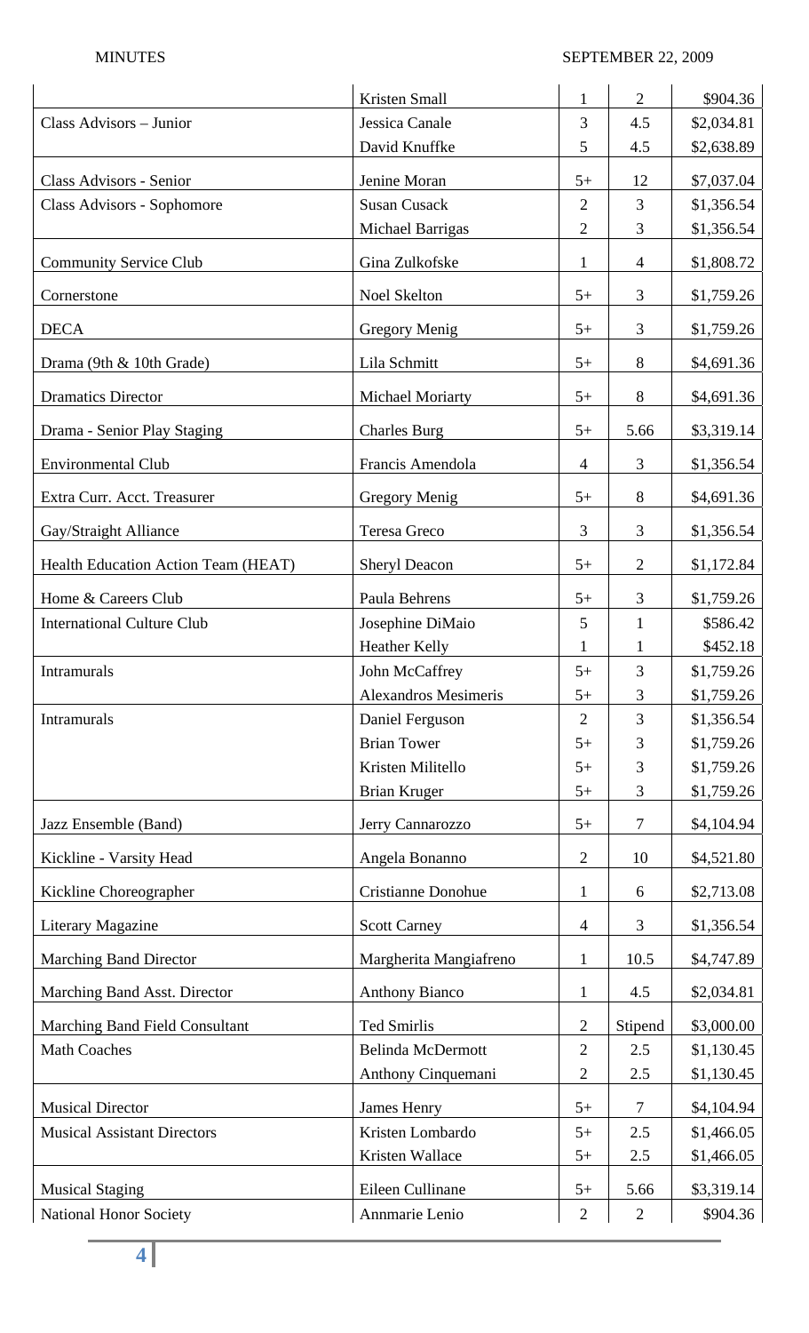| | | | | |
|---|---|---|---|---|
| | Kristen Small | 1 | 2 | $904.36 |
| Class Advisors – Junior | Jessica Canale | 3 | 4.5 | $2,034.81 |
| | David Knuffke | 5 | 4.5 | $2,638.89 |
| Class Advisors - Senior | Jenine Moran | 5+ | 12 | $7,037.04 |
| Class Advisors - Sophomore | Susan Cusack | 2 | 3 | $1,356.54 |
| | Michael Barrigas | 2 | 3 | $1,356.54 |
| Community Service Club | Gina Zulkofske | 1 | 4 | $1,808.72 |
| Cornerstone | Noel Skelton | 5+ | 3 | $1,759.26 |
| DECA | Gregory Menig | 5+ | 3 | $1,759.26 |
| Drama (9th & 10th Grade) | Lila Schmitt | 5+ | 8 | $4,691.36 |
| Dramatics Director | Michael Moriarty | 5+ | 8 | $4,691.36 |
| Drama - Senior Play Staging | Charles Burg | 5+ | 5.66 | $3,319.14 |
| Environmental Club | Francis Amendola | 4 | 3 | $1,356.54 |
| Extra Curr. Acct. Treasurer | Gregory Menig | 5+ | 8 | $4,691.36 |
| Gay/Straight Alliance | Teresa Greco | 3 | 3 | $1,356.54 |
| Health Education Action Team (HEAT) | Sheryl Deacon | 5+ | 2 | $1,172.84 |
| Home & Careers Club | Paula Behrens | 5+ | 3 | $1,759.26 |
| International Culture Club | Josephine DiMaio | 5 | 1 | $586.42 |
| | Heather Kelly | 1 | 1 | $452.18 |
| Intramurals | John McCaffrey | 5+ | 3 | $1,759.26 |
| | Alexandros Mesimeris | 5+ | 3 | $1,759.26 |
| Intramurals | Daniel Ferguson | 2 | 3 | $1,356.54 |
| | Brian Tower | 5+ | 3 | $1,759.26 |
| | Kristen Militello | 5+ | 3 | $1,759.26 |
| | Brian Kruger | 5+ | 3 | $1,759.26 |
| Jazz Ensemble (Band) | Jerry Cannarozzo | 5+ | 7 | $4,104.94 |
| Kickline - Varsity Head | Angela Bonanno | 2 | 10 | $4,521.80 |
| Kickline Choreographer | Cristianne Donohue | 1 | 6 | $2,713.08 |
| Literary Magazine | Scott Carney | 4 | 3 | $1,356.54 |
| Marching Band Director | Margherita Mangiafreno | 1 | 10.5 | $4,747.89 |
| Marching Band Asst. Director | Anthony Bianco | 1 | 4.5 | $2,034.81 |
| Marching Band Field Consultant | Ted Smirlis | 2 | Stipend | $3,000.00 |
| Math Coaches | Belinda McDermott | 2 | 2.5 | $1,130.45 |
| | Anthony Cinquemani | 2 | 2.5 | $1,130.45 |
| Musical Director | James Henry | 5+ | 7 | $4,104.94 |
| Musical Assistant Directors | Kristen Lombardo | 5+ | 2.5 | $1,466.05 |
| | Kristen Wallace | 5+ | 2.5 | $1,466.05 |
| Musical Staging | Eileen Cullinane | 5+ | 5.66 | $3,319.14 |
| National Honor Society | Annmarie Lenio | 2 | 2 | $904.36 |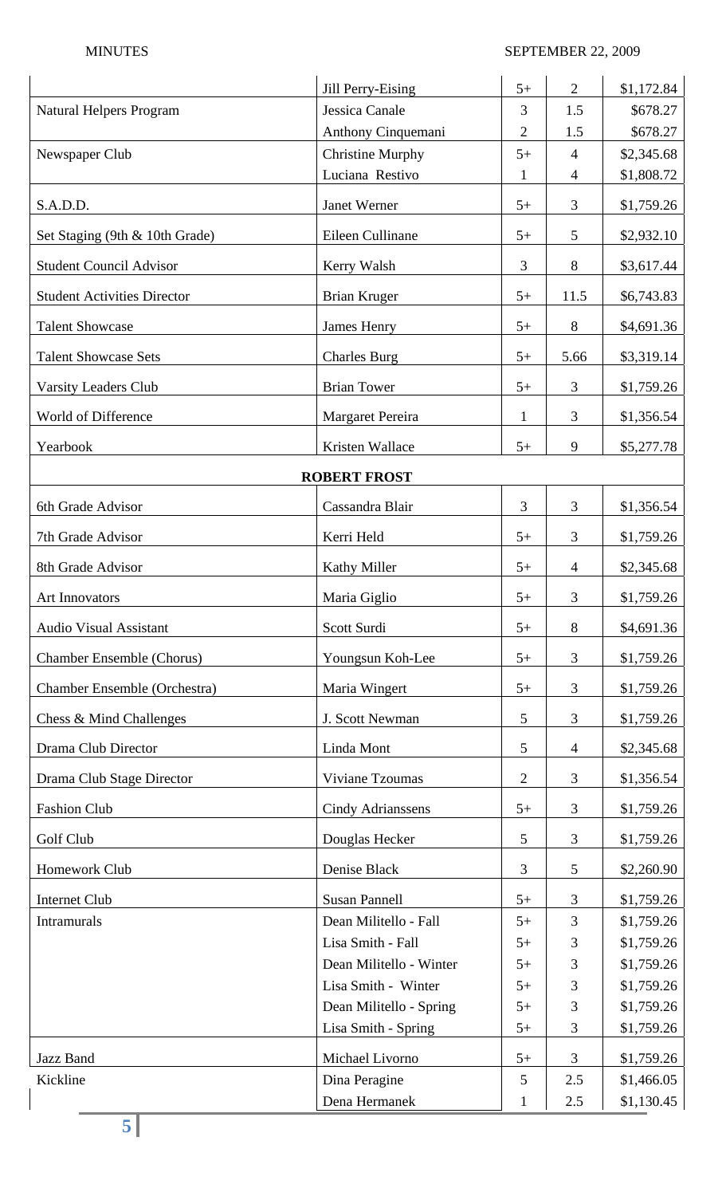| | | | | |
|---|---|---|---|---|
| | Jill Perry-Eising | 5+ | 2 | $1,172.84 |
| Natural Helpers Program | Jessica Canale | 3 | 1.5 | $678.27 |
| | Anthony Cinquemani | 2 | 1.5 | $678.27 |
| Newspaper Club | Christine Murphy | 5+ | 4 | $2,345.68 |
| | Luciana Restivo | 1 | 4 | $1,808.72 |
| S.A.D.D. | Janet Werner | 5+ | 3 | $1,759.26 |
| Set Staging (9th & 10th Grade) | Eileen Cullinane | 5+ | 5 | $2,932.10 |
| Student Council Advisor | Kerry Walsh | 3 | 8 | $3,617.44 |
| Student Activities Director | Brian Kruger | 5+ | 11.5 | $6,743.83 |
| Talent Showcase | James Henry | 5+ | 8 | $4,691.36 |
| Talent Showcase Sets | Charles Burg | 5+ | 5.66 | $3,319.14 |
| Varsity Leaders Club | Brian Tower | 5+ | 3 | $1,759.26 |
| World of Difference | Margaret Pereira | 1 | 3 | $1,356.54 |
| Yearbook | Kristen Wallace | 5+ | 9 | $5,277.78 |
| | **ROBERT FROST** | | | |
| 6th Grade Advisor | Cassandra Blair | 3 | 3 | $1,356.54 |
| 7th Grade Advisor | Kerri Held | 5+ | 3 | $1,759.26 |
| 8th Grade Advisor | Kathy Miller | 5+ | 4 | $2,345.68 |
| Art Innovators | Maria Giglio | 5+ | 3 | $1,759.26 |
| Audio Visual Assistant | Scott Surdi | 5+ | 8 | $4,691.36 |
| Chamber Ensemble (Chorus) | Youngsun Koh-Lee | 5+ | 3 | $1,759.26 |
| Chamber Ensemble (Orchestra) | Maria Wingert | 5+ | 3 | $1,759.26 |
| Chess & Mind Challenges | J. Scott Newman | 5 | 3 | $1,759.26 |
| Drama Club Director | Linda Mont | 5 | 4 | $2,345.68 |
| Drama Club Stage Director | Viviane Tzoumas | 2 | 3 | $1,356.54 |
| Fashion Club | Cindy Adrianssens | 5+ | 3 | $1,759.26 |
| Golf Club | Douglas Hecker | 5 | 3 | $1,759.26 |
| Homework Club | Denise Black | 3 | 5 | $2,260.90 |
| Internet Club | Susan Pannell | 5+ | 3 | $1,759.26 |
| Intramurals | Dean Militello - Fall | 5+ | 3 | $1,759.26 |
| | Lisa Smith - Fall | 5+ | 3 | $1,759.26 |
| | Dean Militello - Winter | 5+ | 3 | $1,759.26 |
| | Lisa Smith - Winter | 5+ | 3 | $1,759.26 |
| | Dean Militello - Spring | 5+ | 3 | $1,759.26 |
| | Lisa Smith - Spring | 5+ | 3 | $1,759.26 |
| Jazz Band | Michael Livorno | 5+ | 3 | $1,759.26 |
| Kickline | Dina Peragine | 5 | 2.5 | $1,466.05 |
| | Dena Hermanek | 1 | 2.5 | $1,130.45 |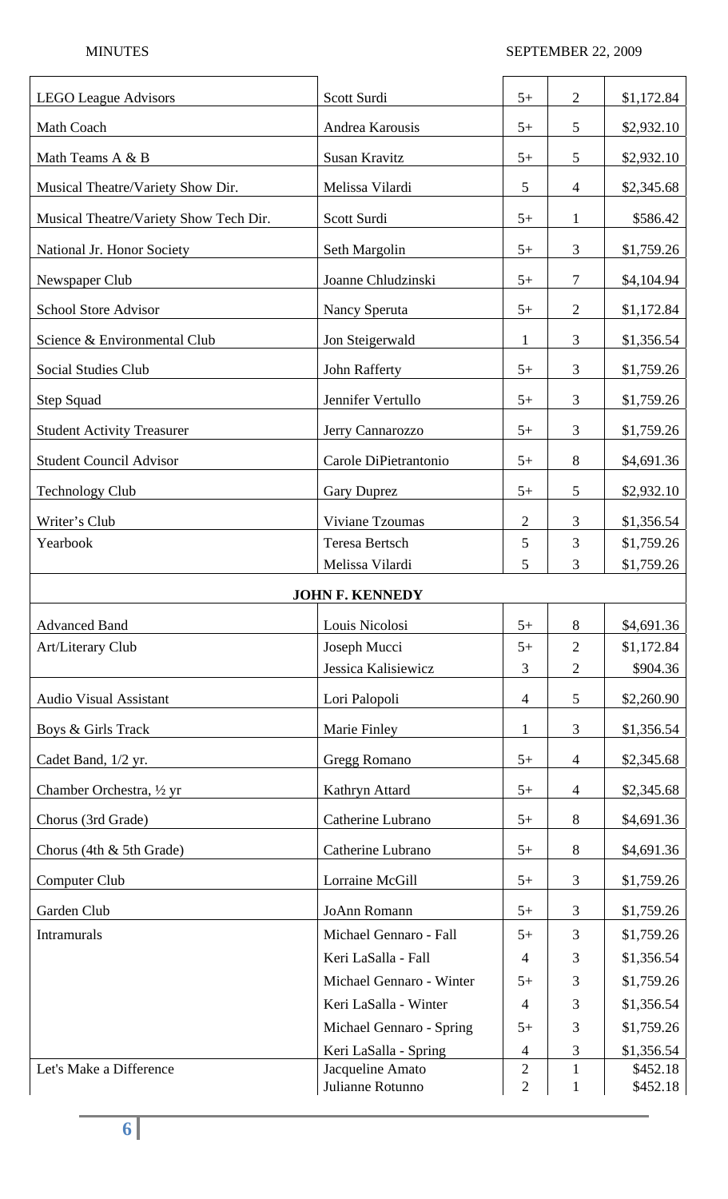| | | | | |
|---|---|---|---|---|
| LEGO League Advisors | Scott Surdi | 5+ | 2 | $1,172.84 |
| Math Coach | Andrea Karousis | 5+ | 5 | $2,932.10 |
| Math Teams A & B | Susan Kravitz | 5+ | 5 | $2,932.10 |
| Musical Theatre/Variety Show Dir. | Melissa Vilardi | 5 | 4 | $2,345.68 |
| Musical Theatre/Variety Show Tech Dir. | Scott Surdi | 5+ | 1 | $586.42 |
| National Jr. Honor Society | Seth Margolin | 5+ | 3 | $1,759.26 |
| Newspaper Club | Joanne Chludzinski | 5+ | 7 | $4,104.94 |
| School Store Advisor | Nancy Speruta | 5+ | 2 | $1,172.84 |
| Science & Environmental Club | Jon Steigerwald | 1 | 3 | $1,356.54 |
| Social Studies Club | John Rafferty | 5+ | 3 | $1,759.26 |
| Step Squad | Jennifer Vertullo | 5+ | 3 | $1,759.26 |
| Student Activity Treasurer | Jerry Cannarozzo | 5+ | 3 | $1,759.26 |
| Student Council Advisor | Carole DiPietrantonio | 5+ | 8 | $4,691.36 |
| Technology Club | Gary Duprez | 5+ | 5 | $2,932.10 |
| Writer's Club | Viviane Tzoumas | 2 | 3 | $1,356.54 |
| Yearbook | Teresa Bertsch | 5 | 3 | $1,759.26 |
| | Melissa Vilardi | 5 | 3 | $1,759.26 |
| | **JOHN F. KENNEDY** | | | |
| Advanced Band | Louis Nicolosi | 5+ | 8 | $4,691.36 |
| Art/Literary Club | Joseph Mucci | 5+ | 2 | $1,172.84 |
| | Jessica Kalisiewicz | 3 | 2 | $904.36 |
| Audio Visual Assistant | Lori Palopoli | 4 | 5 | $2,260.90 |
| Boys & Girls Track | Marie Finley | 1 | 3 | $1,356.54 |
| Cadet Band, 1/2 yr. | Gregg Romano | 5+ | 4 | $2,345.68 |
| Chamber Orchestra, ½ yr | Kathryn Attard | 5+ | 4 | $2,345.68 |
| Chorus (3rd Grade) | Catherine Lubrano | 5+ | 8 | $4,691.36 |
| Chorus (4th & 5th Grade) | Catherine Lubrano | 5+ | 8 | $4,691.36 |
| Computer Club | Lorraine McGill | 5+ | 3 | $1,759.26 |
| Garden Club | JoAnn Romann | 5+ | 3 | $1,759.26 |
| Intramurals | Michael Gennaro - Fall | 5+ | 3 | $1,759.26 |
| | Keri LaSalla - Fall | 4 | 3 | $1,356.54 |
| | Michael Gennaro - Winter | 5+ | 3 | $1,759.26 |
| | Keri LaSalla - Winter | 4 | 3 | $1,356.54 |
| | Michael Gennaro - Spring | 5+ | 3 | $1,759.26 |
| | Keri LaSalla - Spring | 4 | 3 | $1,356.54 |
| Let's Make a Difference | Jacqueline Amato | 2 | 1 | $452.18 |
| | Julianne Rotunno | 2 | 1 | $452.18 |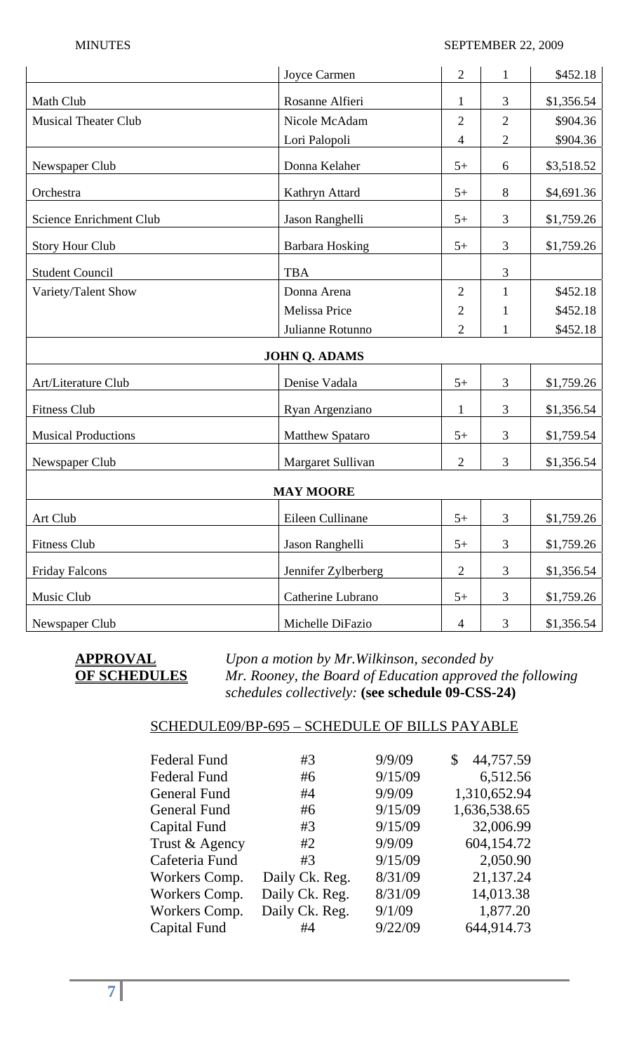| | Joyce Carmen | 2 | 1 | $452.18 |
|---|---|---|---|---|
| Math Club | Rosanne Alfieri | 1 | 3 | $1,356.54 |
| Musical Theater Club | Nicole McAdam | 2 | 2 | $904.36 |
| | Lori Palopoli | 4 | 2 | $904.36 |
| Newspaper Club | Donna Kelaher | 5+ | 6 | $3,518.52 |
| Orchestra | Kathryn Attard | 5+ | 8 | $4,691.36 |
| Science Enrichment Club | Jason Ranghelli | 5+ | 3 | $1,759.26 |
| Story Hour Club | Barbara Hosking | 5+ | 3 | $1,759.26 |
| Student Council | TBA | | 3 | |
| Variety/Talent Show | Donna Arena | 2 | 1 | $452.18 |
| | Melissa Price | 2 | 1 | $452.18 |
| | Julianne Rotunno | 2 | 1 | $452.18 |
| **JOHN Q. ADAMS** | | | | |
| Art/Literature Club | Denise Vadala | 5+ | 3 | $1,759.26 |
| Fitness Club | Ryan Argenziano | 1 | 3 | $1,356.54 |
| Musical Productions | Matthew Spataro | 5+ | 3 | $1,759.54 |
| Newspaper Club | Margaret Sullivan | 2 | 3 | $1,356.54 |
| **MAY MOORE** | | | | |
| Art Club | Eileen Cullinane | 5+ | 3 | $1,759.26 |
| Fitness Club | Jason Ranghelli | 5+ | 3 | $1,759.26 |
| Friday Falcons | Jennifer Zylberberg | 2 | 3 | $1,356.54 |
| Music Club | Catherine Lubrano | 5+ | 3 | $1,759.26 |
| Newspaper Club | Michelle DiFazio | 4 | 3 | $1,356.54 |

**APPROVAL OF SCHEDULES** *Upon a motion by Mr.Wilkinson, seconded by Mr. Rooney, the Board of Education approved the following schedules collectively:* **(see schedule 09-CSS-24)**

SCHEDULE09/BP-695 – SCHEDULE OF BILLS PAYABLE

| | | | |
|---|---|---|---|
| Federal Fund | #3 | 9/9/09 | $ 44,757.59 |
| Federal Fund | #6 | 9/15/09 | 6,512.56 |
| General Fund | #4 | 9/9/09 | 1,310,652.94 |
| General Fund | #6 | 9/15/09 | 1,636,538.65 |
| Capital Fund | #3 | 9/15/09 | 32,006.99 |
| Trust & Agency | #2 | 9/9/09 | 604,154.72 |
| Cafeteria Fund | #3 | 9/15/09 | 2,050.90 |
| Workers Comp. | Daily Ck. Reg. | 8/31/09 | 21,137.24 |
| Workers Comp. | Daily Ck. Reg. | 8/31/09 | 14,013.38 |
| Workers Comp. | Daily Ck. Reg. | 9/1/09 | 1,877.20 |
| Capital Fund | #4 | 9/22/09 | 644,914.73 |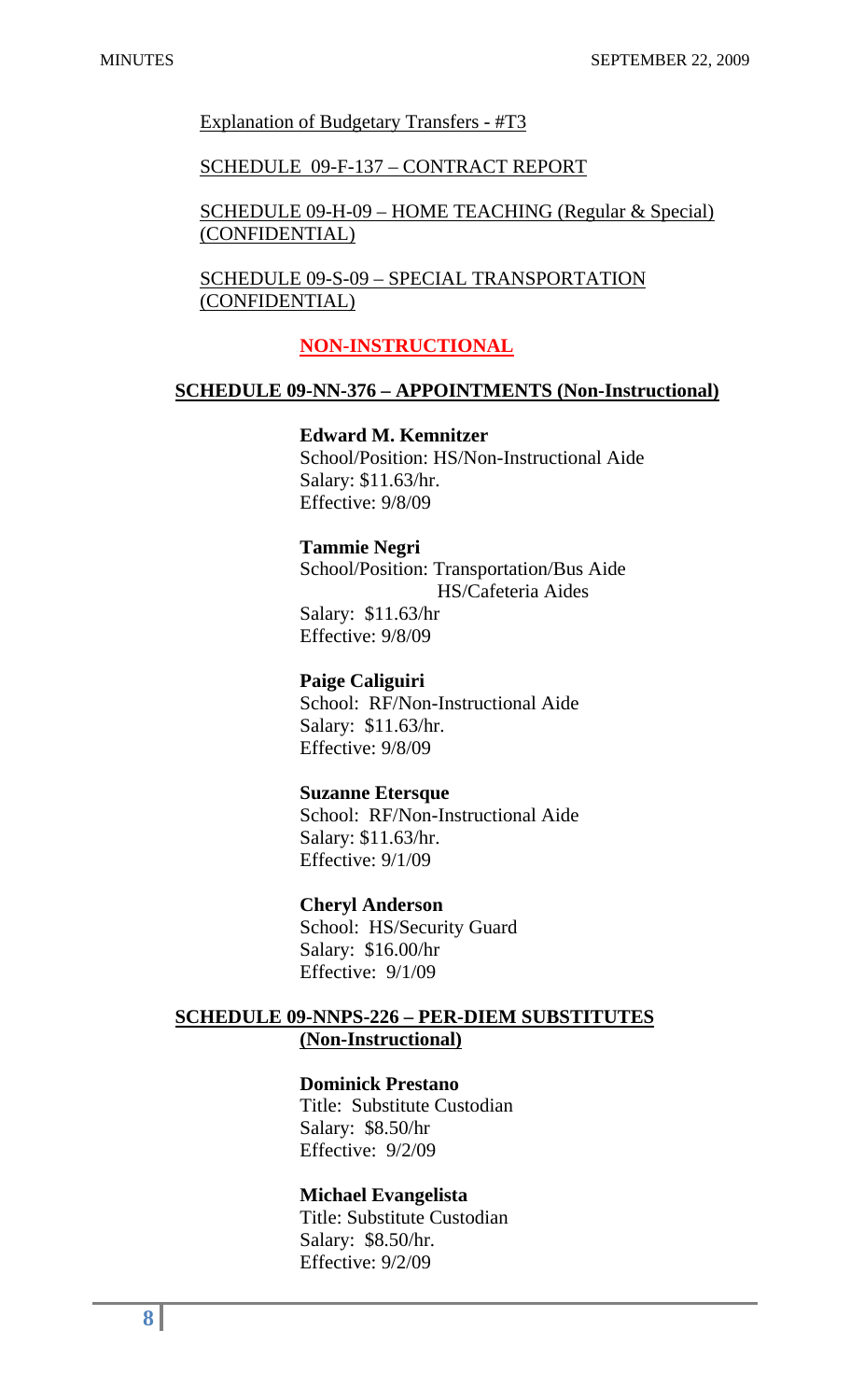Explanation of Budgetary Transfers - #T3

SCHEDULE 09-F-137 – CONTRACT REPORT

SCHEDULE 09-H-09 – HOME TEACHING (Regular & Special) (CONFIDENTIAL)

SCHEDULE 09-S-09 – SPECIAL TRANSPORTATION (CONFIDENTIAL)

## NON-INSTRUCTIONAL

### SCHEDULE 09-NN-376 – APPOINTMENTS (Non-Instructional)

**Edward M. Kemnitzer**
School/Position: HS/Non-Instructional Aide
Salary: $11.63/hr.
Effective: 9/8/09

**Tammie Negri**
School/Position: Transportation/Bus Aide
HS/Cafeteria Aides
Salary: $11.63/hr
Effective: 9/8/09

**Paige Caliguiri**
School: RF/Non-Instructional Aide
Salary: $11.63/hr.
Effective: 9/8/09

**Suzanne Etersque**
School: RF/Non-Instructional Aide
Salary: $11.63/hr.
Effective: 9/1/09

**Cheryl Anderson**
School: HS/Security Guard
Salary: $16.00/hr
Effective: 9/1/09

### SCHEDULE 09-NNPS-226 – PER-DIEM SUBSTITUTES (Non-Instructional)

**Dominick Prestano**
Title: Substitute Custodian
Salary: $8.50/hr
Effective: 9/2/09

**Michael Evangelista**
Title: Substitute Custodian
Salary: $8.50/hr.
Effective: 9/2/09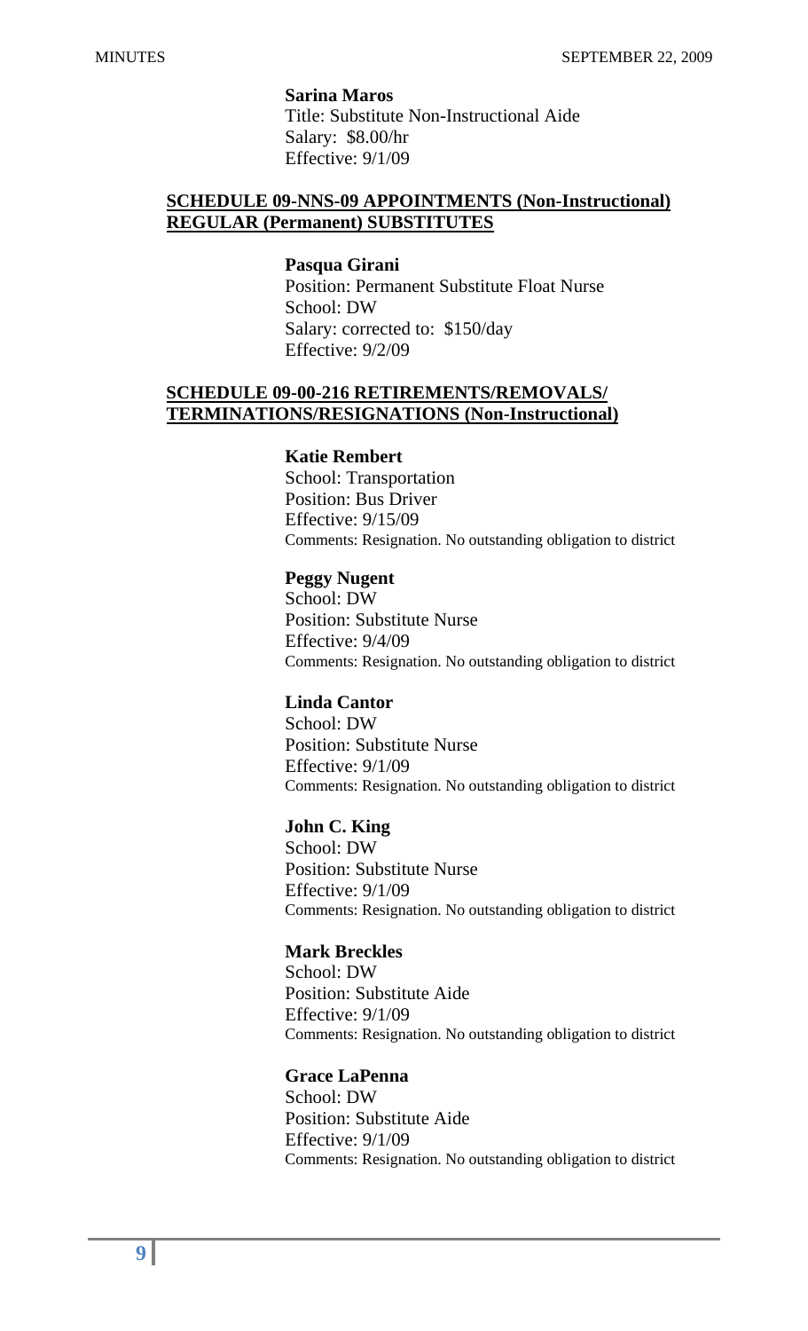**Sarina Maros**
Title: Substitute Non-Instructional Aide
Salary: $8.00/hr
Effective: 9/1/09

**SCHEDULE 09-NNS-09 APPOINTMENTS (Non-Instructional) REGULAR (Permanent) SUBSTITUTES**

**Pasqua Girani**
Position: Permanent Substitute Float Nurse
School: DW
Salary: corrected to: $150/day
Effective: 9/2/09

**SCHEDULE 09-00-216 RETIREMENTS/REMOVALS/ TERMINATIONS/RESIGNATIONS (Non-Instructional)**

**Katie Rembert**
School: Transportation
Position: Bus Driver
Effective: 9/15/09
Comments: Resignation. No outstanding obligation to district

**Peggy Nugent**
School: DW
Position: Substitute Nurse
Effective: 9/4/09
Comments: Resignation. No outstanding obligation to district

**Linda Cantor**
School: DW
Position: Substitute Nurse
Effective: 9/1/09
Comments: Resignation. No outstanding obligation to district

**John C. King**
School: DW
Position: Substitute Nurse
Effective: 9/1/09
Comments: Resignation. No outstanding obligation to district

**Mark Breckles**
School: DW
Position: Substitute Aide
Effective: 9/1/09
Comments: Resignation. No outstanding obligation to district

**Grace LaPenna**
School: DW
Position: Substitute Aide
Effective: 9/1/09
Comments: Resignation. No outstanding obligation to district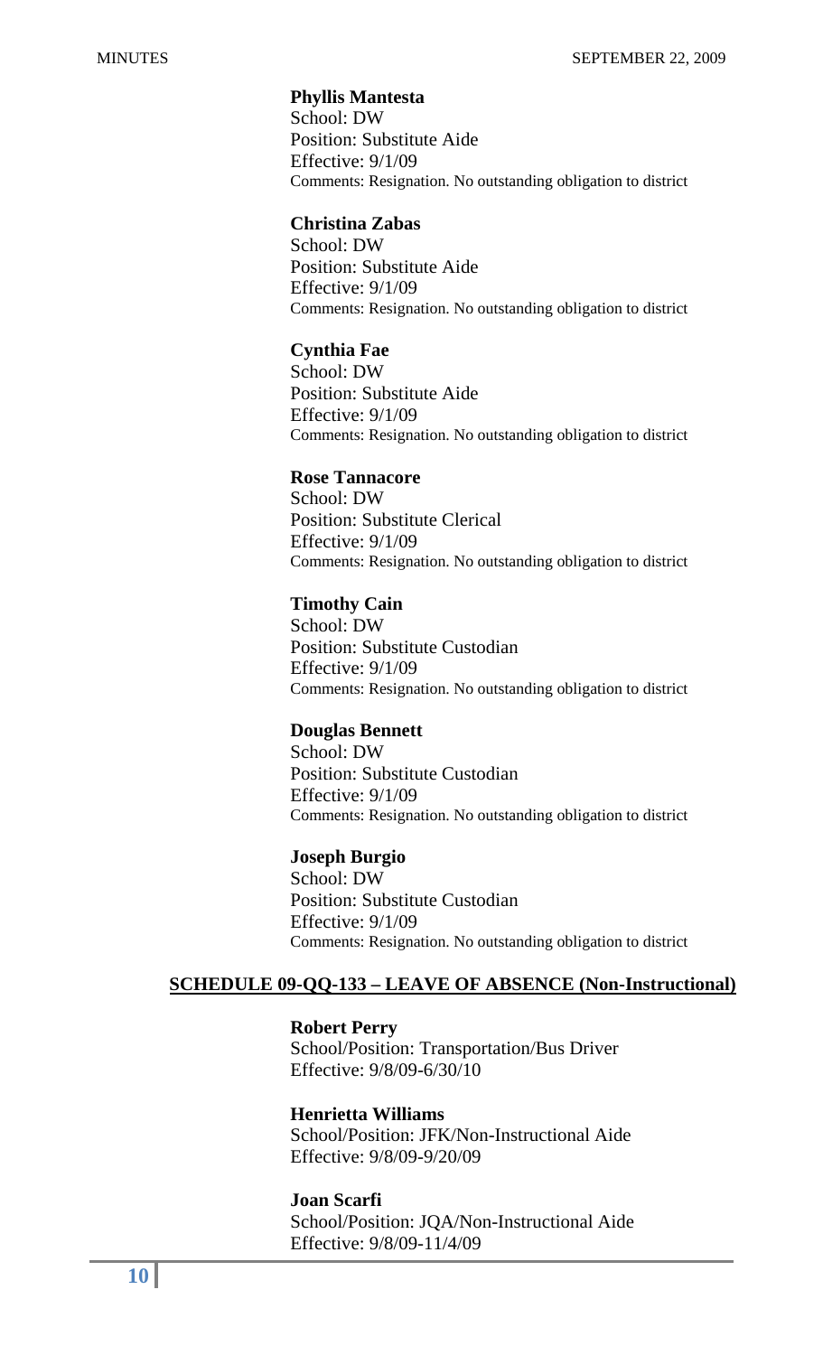**Phyllis Mantesta**
School: DW
Position: Substitute Aide
Effective: 9/1/09
Comments: Resignation. No outstanding obligation to district

**Christina Zabas**
School: DW
Position: Substitute Aide
Effective: 9/1/09
Comments: Resignation. No outstanding obligation to district

**Cynthia Fae**
School: DW
Position: Substitute Aide
Effective: 9/1/09
Comments: Resignation. No outstanding obligation to district

**Rose Tannacore**
School: DW
Position: Substitute Clerical
Effective: 9/1/09
Comments: Resignation. No outstanding obligation to district

**Timothy Cain**
School: DW
Position: Substitute Custodian
Effective: 9/1/09
Comments: Resignation. No outstanding obligation to district

**Douglas Bennett**
School: DW
Position: Substitute Custodian
Effective: 9/1/09
Comments: Resignation. No outstanding obligation to district

**Joseph Burgio**
School: DW
Position: Substitute Custodian
Effective: 9/1/09
Comments: Resignation. No outstanding obligation to district

**SCHEDULE 09-QQ-133 – LEAVE OF ABSENCE (Non-Instructional)**

**Robert Perry**
School/Position: Transportation/Bus Driver
Effective: 9/8/09-6/30/10

**Henrietta Williams**
School/Position: JFK/Non-Instructional Aide
Effective: 9/8/09-9/20/09

**Joan Scarfi**
School/Position: JQA/Non-Instructional Aide
Effective: 9/8/09-11/4/09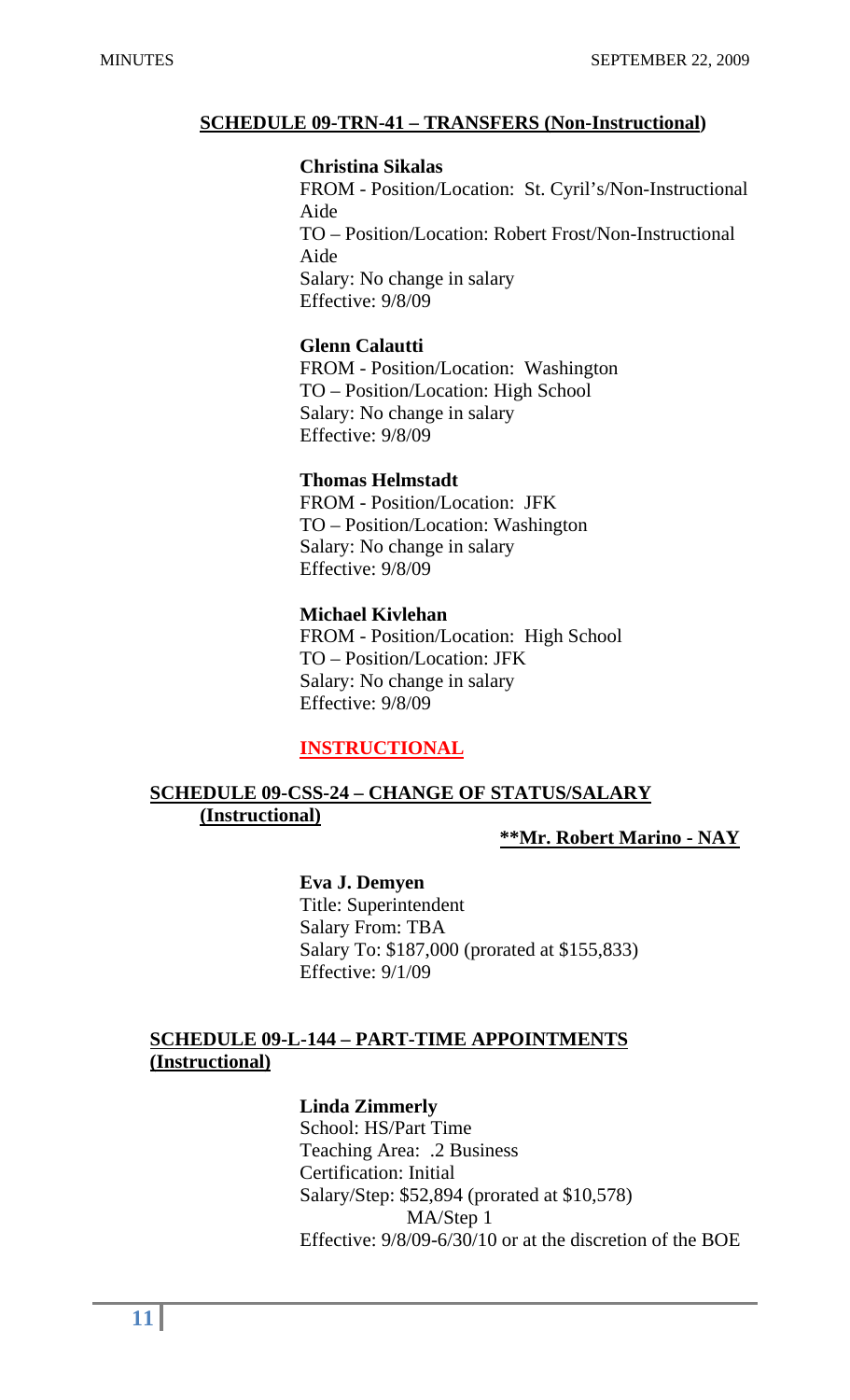**SCHEDULE 09-TRN-41 – TRANSFERS (Non-Instructional)**

**Christina Sikalas**
FROM - Position/Location: St. Cyril's/Non-Instructional Aide
TO – Position/Location: Robert Frost/Non-Instructional Aide
Salary: No change in salary
Effective: 9/8/09

**Glenn Calautti**
FROM - Position/Location: Washington
TO – Position/Location: High School
Salary: No change in salary
Effective: 9/8/09

**Thomas Helmstadt**
FROM - Position/Location: JFK
TO – Position/Location: Washington
Salary: No change in salary
Effective: 9/8/09

**Michael Kivlehan**
FROM - Position/Location: High School
TO – Position/Location: JFK
Salary: No change in salary
Effective: 9/8/09

**INSTRUCTIONAL**

**SCHEDULE 09-CSS-24 – CHANGE OF STATUS/SALARY (Instructional)**

****Mr. Robert Marino - NAY**

**Eva J. Demyen**
Title: Superintendent
Salary From: TBA
Salary To: $187,000 (prorated at $155,833)
Effective: 9/1/09

**SCHEDULE 09-L-144 – PART-TIME APPOINTMENTS (Instructional)**

**Linda Zimmerly**
School: HS/Part Time
Teaching Area: .2 Business
Certification: Initial
Salary/Step: $52,894 (prorated at $10,578)
MA/Step 1
Effective: 9/8/09-6/30/10 or at the discretion of the BOE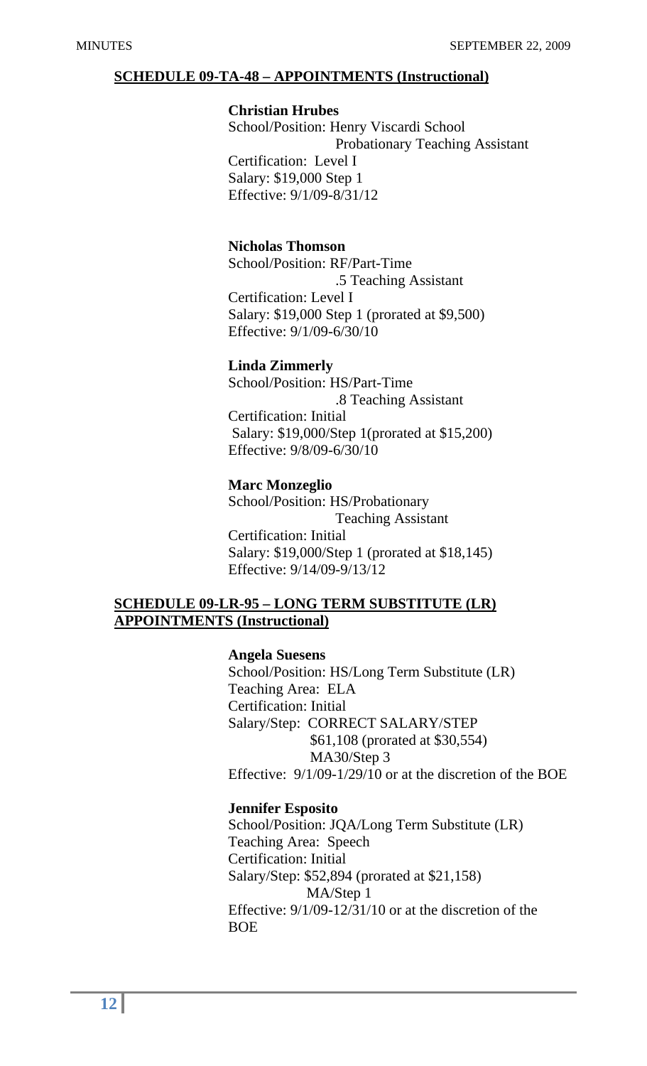## SCHEDULE 09-TA-48 – APPOINTMENTS (Instructional)

**Christian Hrubes**
School/Position: Henry Viscardi School
Probationary Teaching Assistant
Certification: Level I
Salary: $19,000 Step 1
Effective: 9/1/09-8/31/12

**Nicholas Thomson**
School/Position: RF/Part-Time
.5 Teaching Assistant
Certification: Level I
Salary: $19,000 Step 1 (prorated at $9,500)
Effective: 9/1/09-6/30/10

**Linda Zimmerly**
School/Position: HS/Part-Time
.8 Teaching Assistant
Certification: Initial
Salary: $19,000/Step 1(prorated at $15,200)
Effective: 9/8/09-6/30/10

**Marc Monzeglio**
School/Position: HS/Probationary
Teaching Assistant
Certification: Initial
Salary: $19,000/Step 1 (prorated at $18,145)
Effective: 9/14/09-9/13/12

## SCHEDULE 09-LR-95 – LONG TERM SUBSTITUTE (LR) APPOINTMENTS (Instructional)

**Angela Suesens**
School/Position: HS/Long Term Substitute (LR)
Teaching Area: ELA
Certification: Initial
Salary/Step: CORRECT SALARY/STEP
$61,108 (prorated at $30,554)
MA30/Step 3
Effective: 9/1/09-1/29/10 or at the discretion of the BOE

**Jennifer Esposito**
School/Position: JQA/Long Term Substitute (LR)
Teaching Area: Speech
Certification: Initial
Salary/Step: $52,894 (prorated at $21,158)
MA/Step 1
Effective: 9/1/09-12/31/10 or at the discretion of the BOE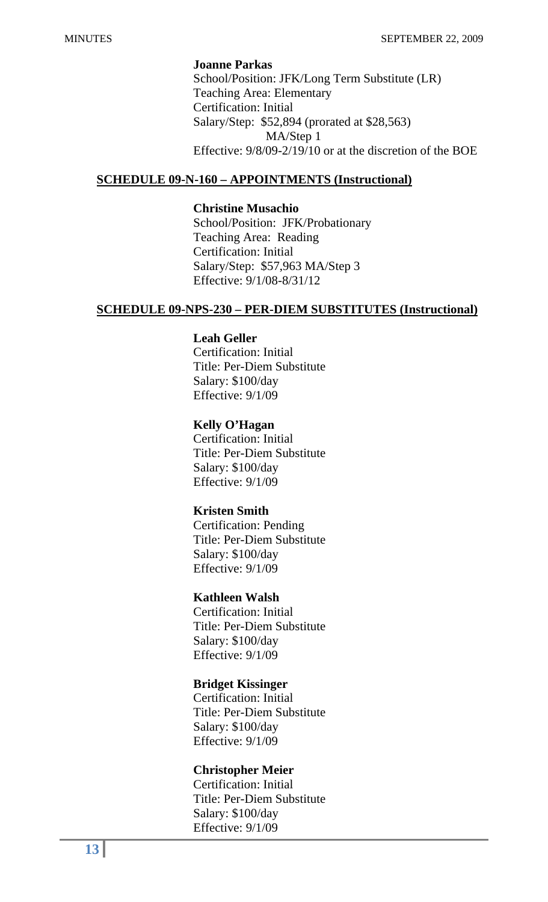**Joanne Parkas**
School/Position: JFK/Long Term Substitute (LR)
Teaching Area: Elementary
Certification: Initial
Salary/Step: $52,894 (prorated at $28,563)
MA/Step 1
Effective: 9/8/09-2/19/10 or at the discretion of the BOE

**SCHEDULE 09-N-160 – APPOINTMENTS (Instructional)**

**Christine Musachio**
School/Position: JFK/Probationary
Teaching Area: Reading
Certification: Initial
Salary/Step: $57,963 MA/Step 3
Effective: 9/1/08-8/31/12

**SCHEDULE 09-NPS-230 – PER-DIEM SUBSTITUTES (Instructional)**

**Leah Geller**
Certification: Initial
Title: Per-Diem Substitute
Salary: $100/day
Effective: 9/1/09

**Kelly O'Hagan**
Certification: Initial
Title: Per-Diem Substitute
Salary: $100/day
Effective: 9/1/09

**Kristen Smith**
Certification: Pending
Title: Per-Diem Substitute
Salary: $100/day
Effective: 9/1/09

**Kathleen Walsh**
Certification: Initial
Title: Per-Diem Substitute
Salary: $100/day
Effective: 9/1/09

**Bridget Kissinger**
Certification: Initial
Title: Per-Diem Substitute
Salary: $100/day
Effective: 9/1/09

**Christopher Meier**
Certification: Initial
Title: Per-Diem Substitute
Salary: $100/day
Effective: 9/1/09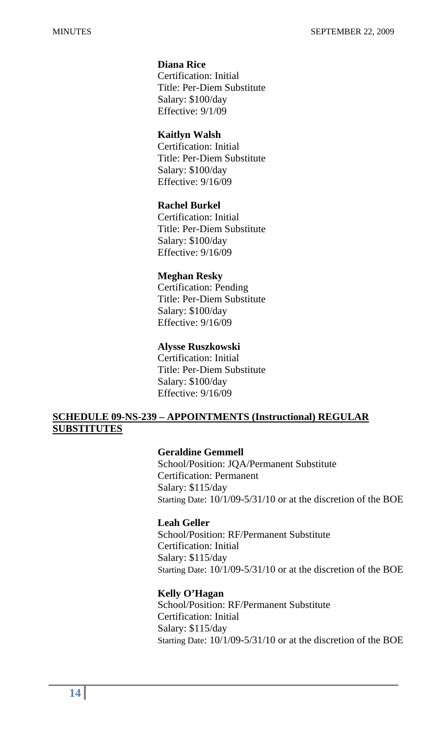**Diana Rice**
Certification: Initial
Title: Per-Diem Substitute
Salary: $100/day
Effective: 9/1/09

**Kaitlyn Walsh**
Certification: Initial
Title: Per-Diem Substitute
Salary: $100/day
Effective: 9/16/09

**Rachel Burkel**
Certification: Initial
Title: Per-Diem Substitute
Salary: $100/day
Effective: 9/16/09

**Meghan Resky**
Certification: Pending
Title: Per-Diem Substitute
Salary: $100/day
Effective: 9/16/09

**Alysse Ruszkowski**
Certification: Initial
Title: Per-Diem Substitute
Salary: $100/day
Effective: 9/16/09

**SCHEDULE 09-NS-239 – APPOINTMENTS (Instructional) REGULAR SUBSTITUTES**

**Geraldine Gemmell**
School/Position: JQA/Permanent Substitute
Certification: Permanent
Salary: $115/day
Starting Date: 10/1/09-5/31/10 or at the discretion of the BOE

**Leah Geller**
School/Position: RF/Permanent Substitute
Certification: Initial
Salary: $115/day
Starting Date: 10/1/09-5/31/10 or at the discretion of the BOE

**Kelly O'Hagan**
School/Position: RF/Permanent Substitute
Certification: Initial
Salary: $115/day
Starting Date: 10/1/09-5/31/10 or at the discretion of the BOE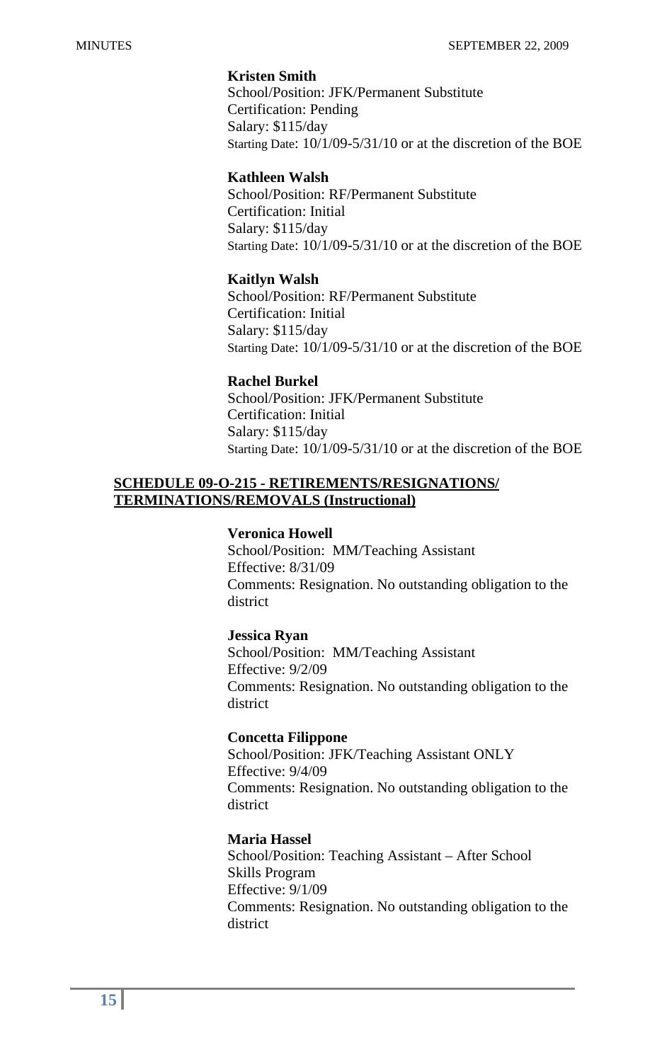**Kristen Smith**
School/Position: JFK/Permanent Substitute
Certification: Pending
Salary: $115/day
Starting Date: 10/1/09-5/31/10 or at the discretion of the BOE

**Kathleen Walsh**
School/Position: RF/Permanent Substitute
Certification: Initial
Salary: $115/day
Starting Date: 10/1/09-5/31/10 or at the discretion of the BOE

**Kaitlyn Walsh**
School/Position: RF/Permanent Substitute
Certification: Initial
Salary: $115/day
Starting Date: 10/1/09-5/31/10 or at the discretion of the BOE

**Rachel Burkel**
School/Position: JFK/Permanent Substitute
Certification: Initial
Salary: $115/day
Starting Date: 10/1/09-5/31/10 or at the discretion of the BOE

**SCHEDULE 09-O-215 - RETIREMENTS/RESIGNATIONS/ TERMINATIONS/REMOVALS (Instructional)**

**Veronica Howell**
School/Position: MM/Teaching Assistant
Effective: 8/31/09
Comments: Resignation. No outstanding obligation to the district

**Jessica Ryan**
School/Position: MM/Teaching Assistant
Effective: 9/2/09
Comments: Resignation. No outstanding obligation to the district

**Concetta Filippone**
School/Position: JFK/Teaching Assistant ONLY
Effective: 9/4/09
Comments: Resignation. No outstanding obligation to the district

**Maria Hassel**
School/Position: Teaching Assistant – After School Skills Program
Effective: 9/1/09
Comments: Resignation. No outstanding obligation to the district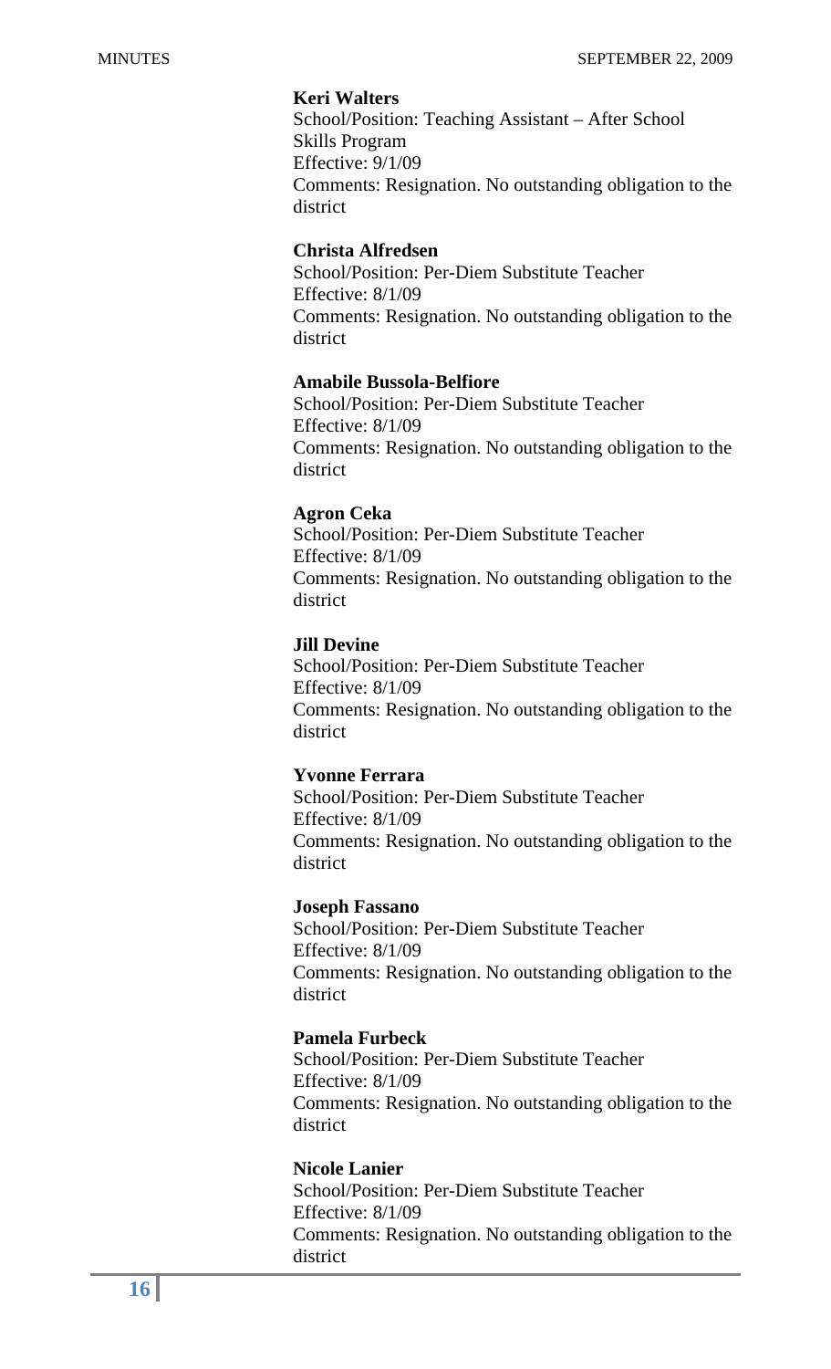**Keri Walters**
School/Position: Teaching Assistant – After School Skills Program
Effective: 9/1/09
Comments: Resignation. No outstanding obligation to the district

**Christa Alfredsen**
School/Position: Per-Diem Substitute Teacher
Effective: 8/1/09
Comments: Resignation. No outstanding obligation to the district

**Amabile Bussola-Belfiore**
School/Position: Per-Diem Substitute Teacher
Effective: 8/1/09
Comments: Resignation. No outstanding obligation to the district

**Agron Ceka**
School/Position: Per-Diem Substitute Teacher
Effective: 8/1/09
Comments: Resignation. No outstanding obligation to the district

**Jill Devine**
School/Position: Per-Diem Substitute Teacher
Effective: 8/1/09
Comments: Resignation. No outstanding obligation to the district

**Yvonne Ferrara**
School/Position: Per-Diem Substitute Teacher
Effective: 8/1/09
Comments: Resignation. No outstanding obligation to the district

**Joseph Fassano**
School/Position: Per-Diem Substitute Teacher
Effective: 8/1/09
Comments: Resignation. No outstanding obligation to the district

**Pamela Furbeck**
School/Position: Per-Diem Substitute Teacher
Effective: 8/1/09
Comments: Resignation. No outstanding obligation to the district

**Nicole Lanier**
School/Position: Per-Diem Substitute Teacher
Effective: 8/1/09
Comments: Resignation. No outstanding obligation to the district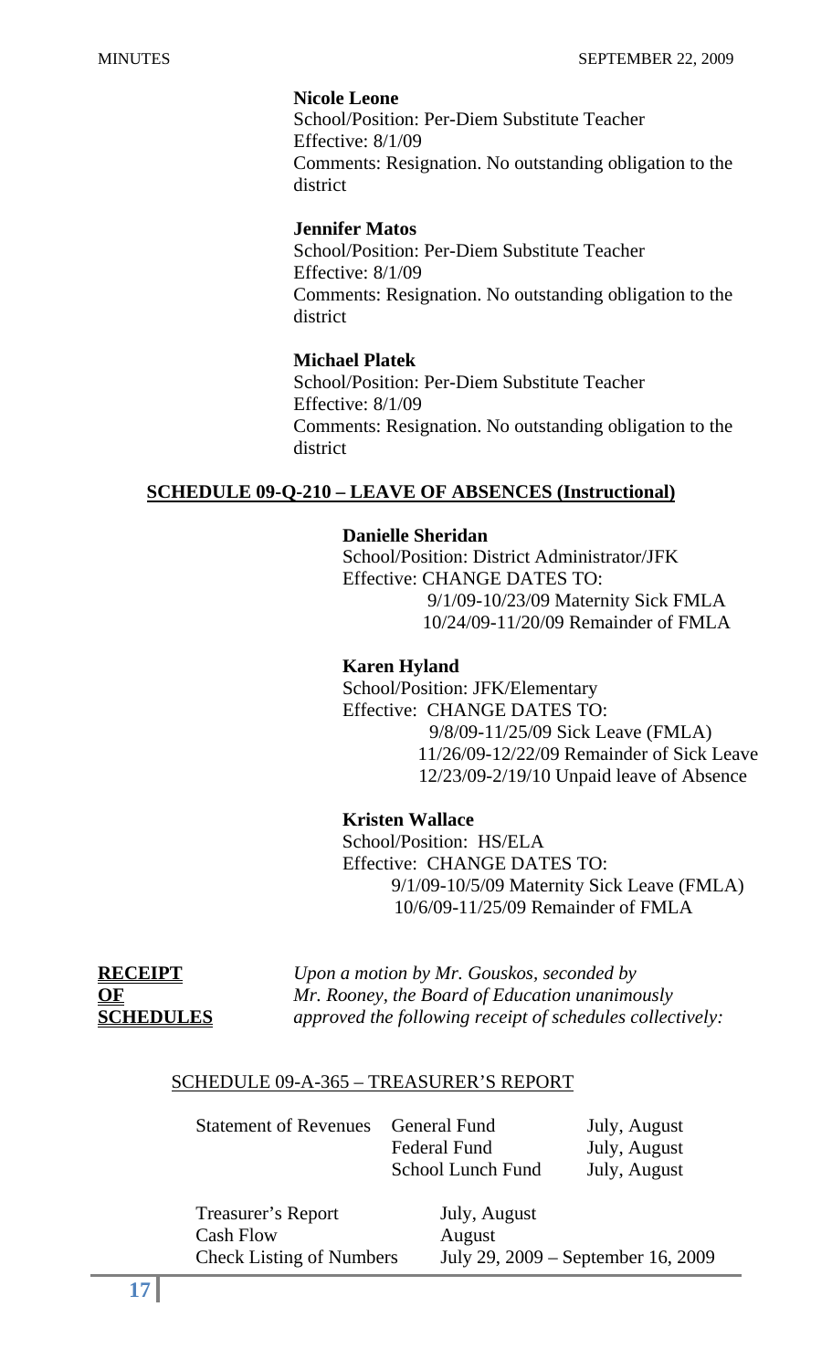**Nicole Leone**
School/Position: Per-Diem Substitute Teacher
Effective: 8/1/09
Comments: Resignation. No outstanding obligation to the district

**Jennifer Matos**
School/Position: Per-Diem Substitute Teacher
Effective: 8/1/09
Comments: Resignation. No outstanding obligation to the district

**Michael Platek**
School/Position: Per-Diem Substitute Teacher
Effective: 8/1/09
Comments: Resignation. No outstanding obligation to the district

**SCHEDULE 09-Q-210 – LEAVE OF ABSENCES (Instructional)**

**Danielle Sheridan**
School/Position: District Administrator/JFK
Effective: CHANGE DATES TO:
9/1/09-10/23/09 Maternity Sick FMLA
10/24/09-11/20/09 Remainder of FMLA

**Karen Hyland**
School/Position: JFK/Elementary
Effective: CHANGE DATES TO:
9/8/09-11/25/09 Sick Leave (FMLA)
11/26/09-12/22/09 Remainder of Sick Leave
12/23/09-2/19/10 Unpaid leave of Absence

**Kristen Wallace**
School/Position: HS/ELA
Effective: CHANGE DATES TO:
9/1/09-10/5/09 Maternity Sick Leave (FMLA)
10/6/09-11/25/09 Remainder of FMLA

**RECEIPT OF SCHEDULES**

*Upon a motion by Mr. Gouskos, seconded by Mr. Rooney, the Board of Education unanimously approved the following receipt of schedules collectively:*

SCHEDULE 09-A-365 – TREASURER'S REPORT

| | | |
|---|---|---|
| Statement of Revenues | General Fund | July, August |
| | Federal Fund | July, August |
| | School Lunch Fund | July, August |

| | |
|---|---|
| Treasurer's Report | July, August |
| Cash Flow | August |
| Check Listing of Numbers | July 29, 2009 – September 16, 2009 |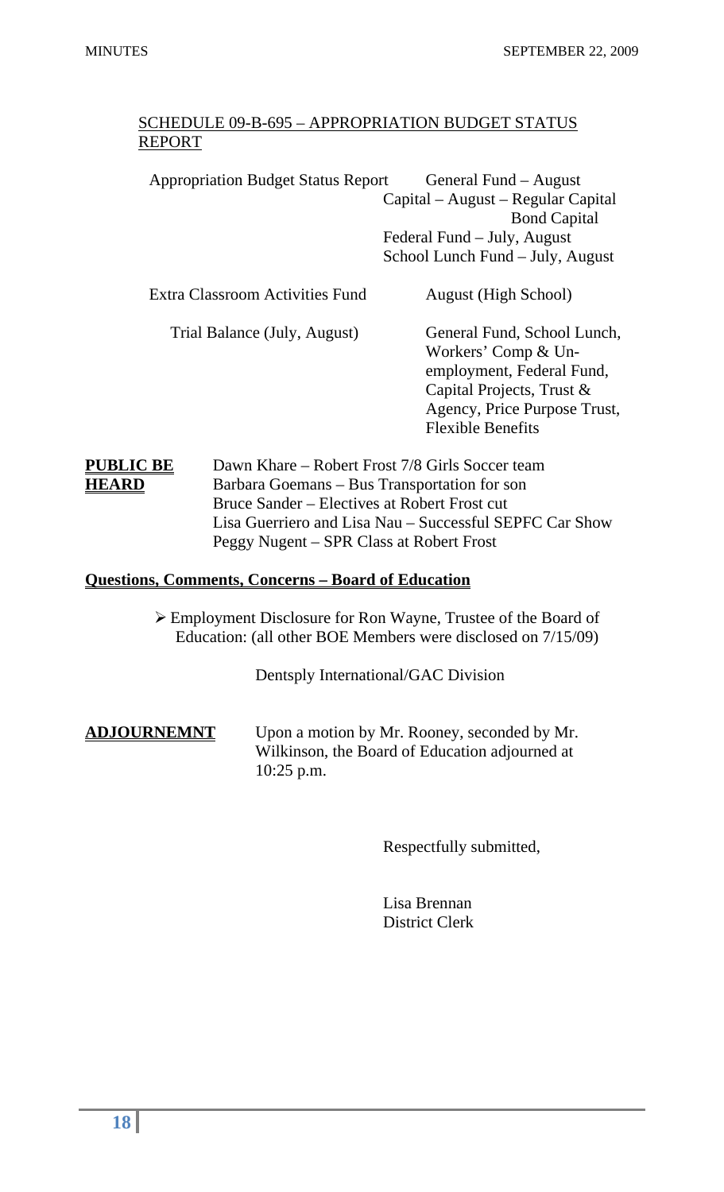## SCHEDULE 09-B-695 – APPROPRIATION BUDGET STATUS REPORT

| | |
|---|---|
| Appropriation Budget Status Report | General Fund – August<br>Capital – August – Regular Capital<br>Bond Capital<br>Federal Fund – July, August<br>School Lunch Fund – July, August |
| Extra Classroom Activities Fund | August (High School) |
| Trial Balance (July, August) | General Fund, School Lunch, Workers' Comp & Un-employment, Federal Fund, Capital Projects, Trust & Agency, Price Purpose Trust, Flexible Benefits |

**PUBLIC BE HEARD**

Dawn Khare – Robert Frost 7/8 Girls Soccer team
Barbara Goemans – Bus Transportation for son
Bruce Sander – Electives at Robert Frost cut
Lisa Guerriero and Lisa Nau – Successful SEPFC Car Show
Peggy Nugent – SPR Class at Robert Frost

**Questions, Comments, Concerns – Board of Education**

- Employment Disclosure for Ron Wayne, Trustee of the Board of Education: (all other BOE Members were disclosed on 7/15/09)

  Dentsply International/GAC Division

**ADJOURNEMNT**

Upon a motion by Mr. Rooney, seconded by Mr. Wilkinson, the Board of Education adjourned at 10:25 p.m.

Respectfully submitted,

Lisa Brennan
District Clerk